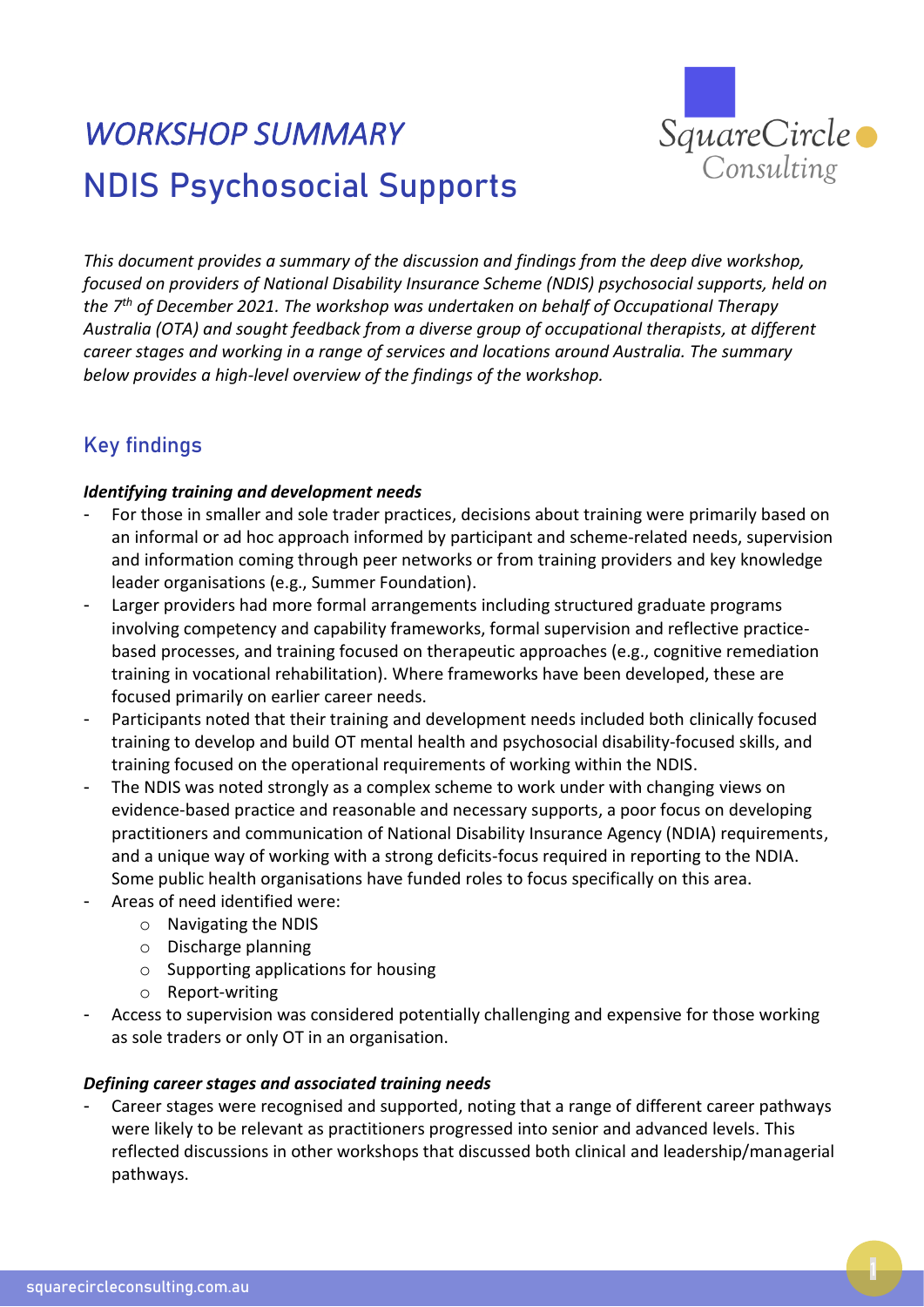# *WORKSHOP SUMMARY*

# NDIS Psychosocial Supports

*This document provides a summary of the discussion and findings from the deep dive workshop, focused on providers of National Disability Insurance Scheme (NDIS) psychosocial supports, held on the 7th of December 2021. The workshop was undertaken on behalf of Occupational Therapy Australia (OTA) and sought feedback from a diverse group of occupational therapists, at different career stages and working in a range of services and locations around Australia. The summary below provides a high-level overview of the findings of the workshop.*

## Key findings

### *Identifying training and development needs*

- For those in smaller and sole trader practices, decisions about training were primarily based on an informal or ad hoc approach informed by participant and scheme-related needs, supervision and information coming through peer networks or from training providers and key knowledge leader organisations (e.g., Summer Foundation).
- Larger providers had more formal arrangements including structured graduate programs involving competency and capability frameworks, formal supervision and reflective practice-based processes, and training focused on therapeutic approaches (e.g., cognitive remediation training in vocational rehabilitation). Where frameworks have been developed, these are focused primarily on earlier career needs.
- Participants noted that their training and development needs included both clinically focused training to develop and build OT mental health and psychosocial disability-focused skills, and training focused on the operational requirements of working within the NDIS.
- The NDIS was noted strongly as a complex scheme to work under with changing views on evidence-based practice and reasonable and necessary supports, a poor focus on developing practitioners and communication of National Disability Insurance Agency (NDIA) requirements, and a unique way of working with a strong deficits-focus required in reporting to the NDIA. Some public health organisations have funded roles to focus specifically on this area.
- Areas of need identified were:
    - Navigating the NDIS
    - Discharge planning
    - Supporting applications for housing
    - Report-writing
- Access to supervision was considered potentially challenging and expensive for those working as sole traders or only OT in an organisation.

### *Defining career stages and associated training needs*

- Career stages were recognised and supported, noting that a range of different career pathways were likely to be relevant as practitioners progressed into senior and advanced levels. This reflected discussions in other workshops that discussed both clinical and leadership/managerial pathways.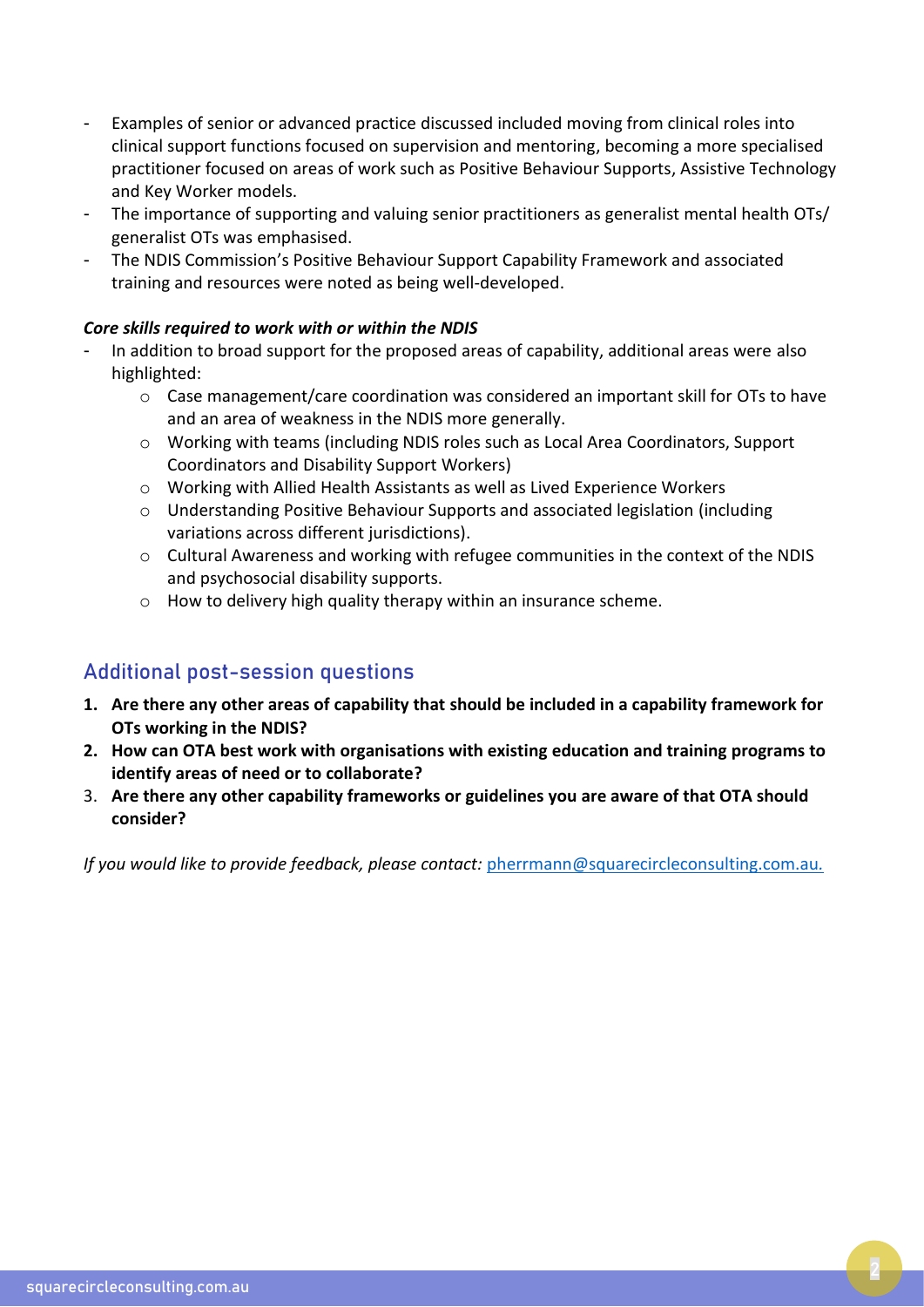- Examples of senior or advanced practice discussed included moving from clinical roles into clinical support functions focused on supervision and mentoring, becoming a more specialised practitioner focused on areas of work such as Positive Behaviour Supports, Assistive Technology and Key Worker models.
- The importance of supporting and valuing senior practitioners as generalist mental health OTs/ generalist OTs was emphasised.
- The NDIS Commission's Positive Behaviour Support Capability Framework and associated training and resources were noted as being well-developed.

***Core skills required to work with or within the NDIS***

- In addition to broad support for the proposed areas of capability, additional areas were also highlighted:
    - Case management/care coordination was considered an important skill for OTs to have and an area of weakness in the NDIS more generally.
    - Working with teams (including NDIS roles such as Local Area Coordinators, Support Coordinators and Disability Support Workers)
    - Working with Allied Health Assistants as well as Lived Experience Workers
    - Understanding Positive Behaviour Supports and associated legislation (including variations across different jurisdictions).
    - Cultural Awareness and working with refugee communities in the context of the NDIS and psychosocial disability supports.
    - How to delivery high quality therapy within an insurance scheme.

## Additional post-session questions

1. **Are there any other areas of capability that should be included in a capability framework for OTs working in the NDIS?**
2. **How can OTA best work with organisations with existing education and training programs to identify areas of need or to collaborate?**
3. **Are there any other capability frameworks or guidelines you are aware of that OTA should consider?**

*If you would like to provide feedback, please contact:* pherrmann@squarecircleconsulting.com.au.